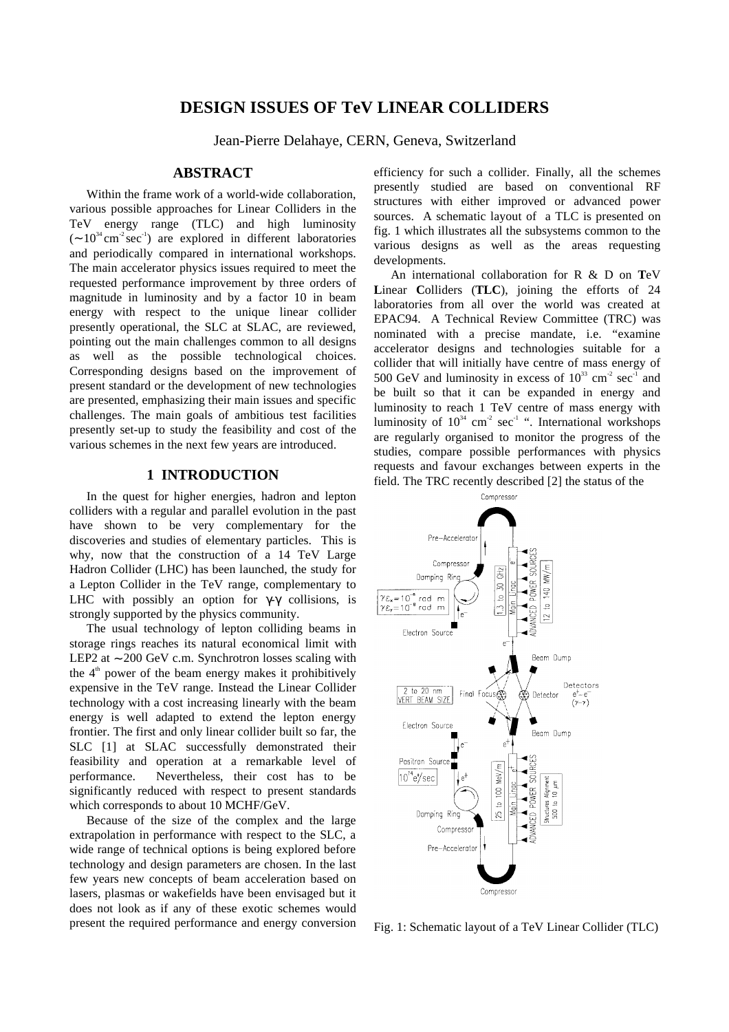# DESIGN ISSUES OF TeV LINEAR COLLIDERS

Jean-Pierre Delahaye, CERN, Geneva, Switzerland

## ABSTRACT

Within the frame work of a world-wide collaboration, various possible approaches for Linear Colliders in the TeV energy range (TLC) and high luminosity ($\sim 10^{34}$ cm$^{-2}$ sec$^{-1}$) are explored in different laboratories and periodically compared in international workshops. The main accelerator physics issues required to meet the requested performance improvement by three orders of magnitude in luminosity and by a factor 10 in beam energy with respect to the unique linear collider presently operational, the SLC at SLAC, are reviewed, pointing out the main challenges common to all designs as well as the possible technological choices. Corresponding designs based on the improvement of present standard or the development of new technologies are presented, emphasizing their main issues and specific challenges. The main goals of ambitious test facilities presently set-up to study the feasibility and cost of the various schemes in the next few years are introduced.

## 1 INTRODUCTION

In the quest for higher energies, hadron and lepton colliders with a regular and parallel evolution in the past have shown to be very complementary for the discoveries and studies of elementary particles. This is why, now that the construction of a 14 TeV Large Hadron Collider (LHC) has been launched, the study for a Lepton Collider in the TeV range, complementary to LHC with possibly an option for $\gamma$-$\gamma$ collisions, is strongly supported by the physics community.

The usual technology of lepton colliding beams in storage rings reaches its natural economical limit with LEP2 at $\sim$200 GeV c.m. Synchrotron losses scaling with the 4$^{th}$ power of the beam energy makes it prohibitively expensive in the TeV range. Instead the Linear Collider technology with a cost increasing linearly with the beam energy is well adapted to extend the lepton energy frontier. The first and only linear collider built so far, the SLC [1] at SLAC successfully demonstrated their feasibility and operation at a remarkable level of performance. Nevertheless, their cost has to be significantly reduced with respect to present standards which corresponds to about 10 MCHF/GeV.

Because of the size of the complex and the large extrapolation in performance with respect to the SLC, a wide range of technical options is being explored before technology and design parameters are chosen. In the last few years new concepts of beam acceleration based on lasers, plasmas or wakefields have been envisaged but it does not look as if any of these exotic schemes would present the required performance and energy conversion efficiency for such a collider. Finally, all the schemes presently studied are based on conventional RF structures with either improved or advanced power sources. A schematic layout of a TLC is presented on fig. 1 which illustrates all the subsystems common to the various designs as well as the areas requesting developments.

An international collaboration for R & D on **T**eV **L**inear **C**olliders (**TLC**), joining the efforts of 24 laboratories from all over the world was created at EPAC94. A Technical Review Committee (TRC) was nominated with a precise mandate, i.e. "examine accelerator designs and technologies suitable for a collider that will initially have centre of mass energy of 500 GeV and luminosity in excess of $10^{33}$ cm$^{-2}$ sec$^{-1}$ and be built so that it can be expanded in energy and luminosity to reach 1 TeV centre of mass energy with luminosity of $10^{34}$ cm$^{-2}$ sec$^{-1}$ ". International workshops are regularly organised to monitor the progress of the studies, compare possible performances with physics requests and favour exchanges between experts in the field. The TRC recently described [2] the status of the

Fig. 1: Schematic layout of a TeV Linear Collider (TLC)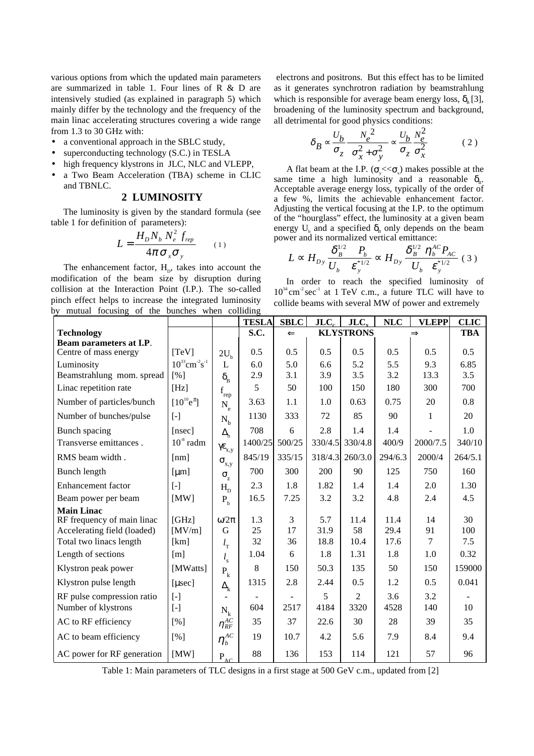various options from which the updated main parameters are summarized in table 1. Four lines of R & D are intensively studied (as explained in paragraph 5) which mainly differ by the technology and the frequency of the main linac accelerating structures covering a wide range from 1.3 to 30 GHz with:

- a conventional approach in the SBLC study,
- superconducting technology (S.C.) in TESLA
- high frequency klystrons in JLC, NLC and VLEPP,
- a Two Beam Acceleration (TBA) scheme in CLIC and TBNLC.

## 2 LUMINOSITY

The luminosity is given by the standard formula (see table 1 for definition of parameters):

$$L = \frac{H_D N_b N_e^2 f_{rep}}{4\pi \sigma_x \sigma_y} \qquad (1)$$

The enhancement factor, $H_D$, takes into account the modification of the beam size by disruption during collision at the Interaction Point (I.P.). The so-called pinch effect helps to increase the integrated luminosity by mutual focusing of the bunches when colliding electrons and positrons. But this effect has to be limited as it generates synchrotron radiation by beamstrahlung which is responsible for average beam energy loss, $\delta_B$ [3], broadening of the luminosity spectrum and background, all detrimental for good physics conditions:

$$\delta_B \propto \frac{U_b}{\sigma_z} \frac{N_e^2}{\sigma_x^2 + \sigma_y^2} \propto \frac{U_b}{\sigma_z} \frac{N_e^2}{\sigma_x^2} \qquad (2)$$

A flat beam at the I.P. ($\sigma_y << \sigma_x$) makes possible at the same time a high luminosity and a reasonable $\delta_B$. Acceptable average energy loss, typically of the order of a few %, limits the achievable enhancement factor. Adjusting the vertical focusing at the I.P. to the optimum of the "hourglass" effect, the luminosity at a given beam energy $U_b$ and a specified $\delta_B$ only depends on the beam power and its normalized vertical emittance:

$$L \propto H_{Dy} \frac{\delta_B^{1/2}}{U_b} \frac{P_b}{\varepsilon_y^{*1/2}} \propto H_{Dy} \frac{\delta_B^{1/2}}{U_b} \frac{\eta_b^{AC} P_{AC}}{\varepsilon_y^{*1/2}} \qquad (3)$$

In order to reach the specified luminosity of $10^{34}$ cm$^{-2}$sec$^{-1}$ at 1 TeV c.m., a future TLC will have to collide beams with several MW of power and extremely

| | | | TESLA | SBLC | $JLC_C$ | $JLC_X$ | NLC | VLEPP | CLIC |
|---|---|---|---|---|---|---|---|---|---|
| **Technology** | | | S.C. | ⇐ | KLYSTRONS | | | ⇒ | TBA |
| **Beam parameters at I.P.** | | | | | | | | | |
| Centre of mass energy | [TeV] | $2U_b$ | 0.5 | 0.5 | 0.5 | 0.5 | 0.5 | 0.5 | 0.5 |
| Luminosity | $10^{33}$cm$^{-2}$s$^{-1}$ | L | 6.0 | 5.0 | 6.6 | 5.2 | 5.5 | 9.3 | 6.85 |
| Beamstrahlung mom. spread | [%] | $\delta_B$ | 2.9 | 3.1 | 3.9 | 3.5 | 3.2 | 13.3 | 3.5 |
| Linac repetition rate | [Hz] | $f_{rep}$ | 5 | 50 | 100 | 150 | 180 | 300 | 700 |
| Number of particles/bunch | [$10^{10}$e$^{\pm}$] | $N_e$ | 3.63 | 1.1 | 1.0 | 0.63 | 0.75 | 20 | 0.8 |
| Number of bunches/pulse | [-] | $N_b$ | 1130 | 333 | 72 | 85 | 90 | 1 | 20 |
| Bunch spacing | [nsec] | $\Delta_b$ | 708 | 6 | 2.8 | 1.4 | 1.4 | - | 1.0 |
| Transverse emittances . | $10^{-8}$ radm | $\gamma\varepsilon_{x,y}$ | 1400/25 | 500/25 | 330/4.5 | 330/4.8 | 400/9 | 2000/7.5 | 340/10 |
| RMS beam width . | [nm] | $\sigma_{x,y}$ | 845/19 | 335/15 | 318/4.3 | 260/3.0 | 294/6.3 | 2000/4 | 264/5.1 |
| Bunch length | [μm] | $\sigma_z$ | 700 | 300 | 200 | 90 | 125 | 750 | 160 |
| Enhancement factor | [-] | $H_D$ | 2.3 | 1.8 | 1.82 | 1.4 | 1.4 | 2.0 | 1.30 |
| Beam power per beam | [MW] | $P_b$ | 16.5 | 7.25 | 3.2 | 3.2 | 4.8 | 2.4 | 4.5 |
| **Main Linac** | | | | | | | | | |
| RF frequency of main linac | [GHz] | $\omega/2\pi$ | 1.3 | 3 | 5.7 | 11.4 | 11.4 | 14 | 30 |
| Accelerating field (loaded) | [MV/m] | G | 25 | 17 | 31.9 | 58 | 29.4 | 91 | 100 |
| Total two linacs length | [km] | $l_T$ | 32 | 36 | 18.8 | 10.4 | 17.6 | 7 | 7.5 |
| Length of sections | [m] | $l_s$ | 1.04 | 6 | 1.8 | 1.31 | 1.8 | 1.0 | 0.32 |
| Klystron peak power | [MWatts] | $P_k$ | 8 | 150 | 50.3 | 135 | 50 | 150 | 159000 |
| Klystron pulse length | [μsec] | $\Delta_k$ | 1315 | 2.8 | 2.44 | 0.5 | 1.2 | 0.5 | 0.041 |
| RF pulse compression ratio | [-] | - | - | - | 5 | 2 | 3.6 | 3.2 | - |
| Number of klystrons | [-] | $N_k$ | 604 | 2517 | 4184 | 3320 | 4528 | 140 | 10 |
| AC to RF efficiency | [%] | $\eta_{RF}^{AC}$ | 35 | 37 | 22.6 | 30 | 28 | 39 | 35 |
| AC to beam efficiency | [%] | $\eta_b^{AC}$ | 19 | 10.7 | 4.2 | 5.6 | 7.9 | 8.4 | 9.4 |
| AC power for RF generation | [MW] | $P_{AC}$ | 88 | 136 | 153 | 114 | 121 | 57 | 96 |

Table 1: Main parameters of TLC designs in a first stage at 500 GeV c.m., updated from [2]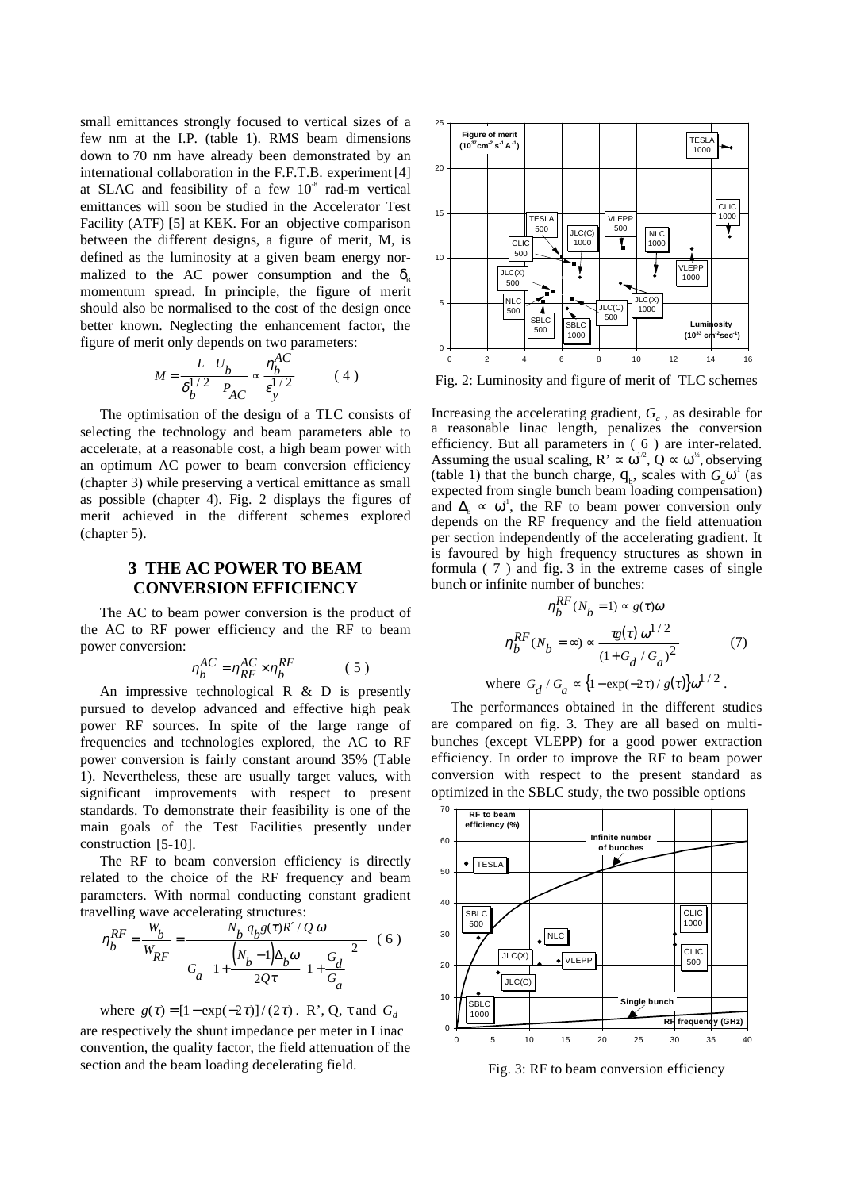small emittances strongly focused to vertical sizes of a few nm at the I.P. (table 1). RMS beam dimensions down to 70 nm have already been demonstrated by an international collaboration in the F.F.T.B. experiment [4] at SLAC and feasibility of a few $10^{-8}$ rad-m vertical emittances will soon be studied in the Accelerator Test Facility (ATF) [5] at KEK. For an objective comparison between the different designs, a figure of merit, M, is defined as the luminosity at a given beam energy normalized to the AC power consumption and the $\delta_B$ momentum spread. In principle, the figure of merit should also be normalised to the cost of the design once better known. Neglecting the enhancement factor, the figure of merit only depends on two parameters:

$$M = \frac{L \quad U_b}{\delta_b^{1/2} \quad P_{AC}} \propto \frac{\eta_b^{AC}}{\varepsilon_y^{1/2}} \qquad (4)$$

The optimisation of the design of a TLC consists of selecting the technology and beam parameters able to accelerate, at a reasonable cost, a high beam power with an optimum AC power to beam conversion efficiency (chapter 3) while preserving a vertical emittance as small as possible (chapter 4). Fig. 2 displays the figures of merit achieved in the different schemes explored (chapter 5).

## 3 THE AC POWER TO BEAM CONVERSION EFFICIENCY

The AC to beam power conversion is the product of the AC to RF power efficiency and the RF to beam power conversion:

$$\eta_b^{AC} = \eta_{RF}^{AC} \times \eta_b^{RF} \qquad (5)$$

An impressive technological R & D is presently pursued to develop advanced and effective high peak power RF sources. In spite of the large range of frequencies and technologies explored, the AC to RF power conversion is fairly constant around 35% (Table 1). Nevertheless, these are usually target values, with significant improvements with respect to present standards. To demonstrate their feasibility is one of the main goals of the Test Facilities presently under construction [5-10].

The RF to beam conversion efficiency is directly related to the choice of the RF frequency and beam parameters. With normal conducting constant gradient travelling wave accelerating structures:

$$\eta_b^{RF} = \frac{W_b}{W_{RF}} = \frac{N_b \; q_b g(\tau) R' / Q \; \omega}{G_a \left[1 + \frac{(N_b - 1)\Delta_b \omega}{2Q\tau}\right]\left[1 + \frac{G_d}{G_a}\right]^2} \qquad (6)$$

where $g(\tau) = [1 - \exp(-2\tau)]/(2\tau)$. R', Q, $\tau$ and $G_d$ are respectively the shunt impedance per meter in Linac convention, the quality factor, the field attenuation of the section and the beam loading decelerating field.

Fig. 2: Luminosity and figure of merit of TLC schemes

Increasing the accelerating gradient, $G_a$, as desirable for a reasonable linac length, penalizes the conversion efficiency. But all parameters in (6) are inter-related. Assuming the usual scaling, $R' \propto \omega^{1/2}$, $Q \propto \omega^{-1/2}$, observing (table 1) that the bunch charge, $q_b$, scales with $G_a\omega^{-1}$ (as expected from single bunch beam loading compensation) and $\Delta_b \propto \omega^{-1}$, the RF to beam power conversion only depends on the RF frequency and the field attenuation per section independently of the accelerating gradient. It is favoured by high frequency structures as shown in formula (7) and fig. 3 in the extreme cases of single bunch or infinite number of bunches:

$$\eta_b^{RF}(N_b = 1) \propto g(\tau)\omega$$

$$\eta_b^{RF}(N_b = \infty) \propto \frac{\tau g(\tau)\; \omega^{1/2}}{(1 + G_d / G_a)^2} \qquad (7)$$

$$\text{where } G_d / G_a \propto \{1 - \exp(-2\tau)/g(\tau)\}\omega^{1/2}.$$

The performances obtained in the different studies are compared on fig. 3. They are all based on multi-bunches (except VLEPP) for a good power extraction efficiency. In order to improve the RF to beam power conversion with respect to the present standard as optimized in the SBLC study, the two possible options

Fig. 3: RF to beam conversion efficiency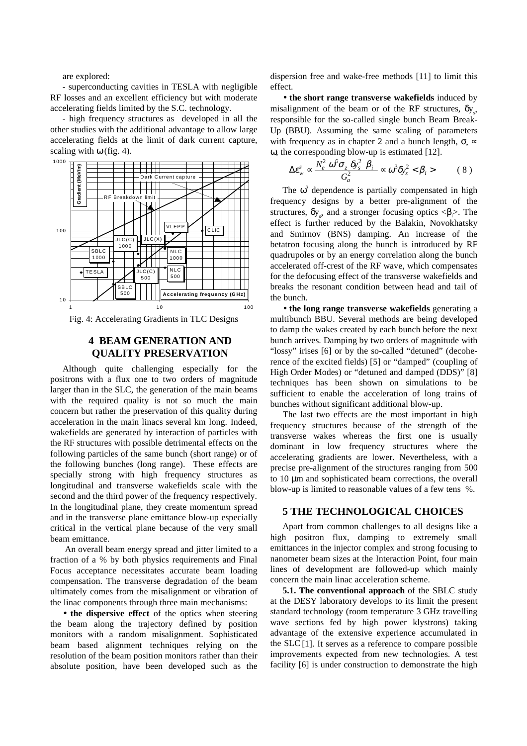are explored:

- superconducting cavities in TESLA with negligible RF losses and an excellent efficiency but with moderate accelerating fields limited by the S.C. technology.

- high frequency structures as developed in all the other studies with the additional advantage to allow large accelerating fields at the limit of dark current capture, scaling with ω (fig. 4).

Fig. 4: Accelerating Gradients in TLC Designs

## 4 BEAM GENERATION AND QUALITY PRESERVATION

Although quite challenging especially for the positrons with a flux one to two orders of magnitude larger than in the SLC, the generation of the main beams with the required quality is not so much the main concern but rather the preservation of this quality during acceleration in the main linacs several km long. Indeed, wakefields are generated by interaction of particles with the RF structures with possible detrimental effects on the following particles of the same bunch (short range) or of the following bunches (long range). These effects are specially strong with high frequency structures as longitudinal and transverse wakefields scale with the second and the third power of the frequency respectively. In the longitudinal plane, they create momentum spread and in the transverse plane emittance blow-up especially critical in the vertical plane because of the very small beam emittance.

An overall beam energy spread and jitter limited to a fraction of a % by both physics requirements and Final Focus acceptance necessitates accurate beam loading compensation. The transverse degradation of the beam ultimately comes from the misalignment or vibration of the linac components through three main mechanisms:

• **the dispersive effect** of the optics when steering the beam along the trajectory defined by position monitors with a random misalignment. Sophisticated beam based alignment techniques relying on the resolution of the beam position monitors rather than their absolute position, have been developed such as the dispersion free and wake-free methods [11] to limit this effect.

• **the short range transverse wakefields** induced by misalignment of the beam or of the RF structures, $\delta y_s$, responsible for the so-called single bunch Beam Break-Up (BBU). Assuming the same scaling of parameters with frequency as in chapter 2 and a bunch length, $\sigma_z \propto \omega$, the corresponding blow-up is estimated [12].

$$\Delta\varepsilon_w^s \propto \frac{N_e^2\ \omega^6 \sigma_z\ \delta y_s^2\ \beta_i}{G_a^2} \propto \omega^3 \delta y_s^2 < \beta_i > \qquad (8)$$

The $\omega^3$ dependence is partially compensated in high frequency designs by a better pre-alignment of the structures, $\delta y_s$, and a stronger focusing optics $<\beta_i>$. The effect is further reduced by the Balakin, Novokhatsky and Smirnov (BNS) damping. An increase of the betatron focusing along the bunch is introduced by RF quadrupoles or by an energy correlation along the bunch accelerated off-crest of the RF wave, which compensates for the defocusing effect of the transverse wakefields and breaks the resonant condition between head and tail of the bunch.

• **the long range transverse wakefields** generating a multibunch BBU. Several methods are being developed to damp the wakes created by each bunch before the next bunch arrives. Damping by two orders of magnitude with "lossy" irises [6] or by the so-called "detuned" (decoherence of the excited fields) [5] or "damped" (coupling of High Order Modes) or "detuned and damped (DDS)" [8] techniques has been shown on simulations to be sufficient to enable the acceleration of long trains of bunches without significant additional blow-up.

The last two effects are the most important in high frequency structures because of the strength of the transverse wakes whereas the first one is usually dominant in low frequency structures where the accelerating gradients are lower. Nevertheless, with a precise pre-alignment of the structures ranging from 500 to 10 µm and sophisticated beam corrections, the overall blow-up is limited to reasonable values of a few tens %.

## 5 THE TECHNOLOGICAL CHOICES

Apart from common challenges to all designs like a high positron flux, damping to extremely small emittances in the injector complex and strong focusing to nanometer beam sizes at the Interaction Point, four main lines of development are followed-up which mainly concern the main linac acceleration scheme.

**5.1. The conventional approach** of the SBLC study at the DESY laboratory develops to its limit the present standard technology (room temperature 3 GHz travelling wave sections fed by high power klystrons) taking advantage of the extensive experience accumulated in the SLC [1]. It serves as a reference to compare possible improvements expected from new technologies. A test facility [6] is under construction to demonstrate the high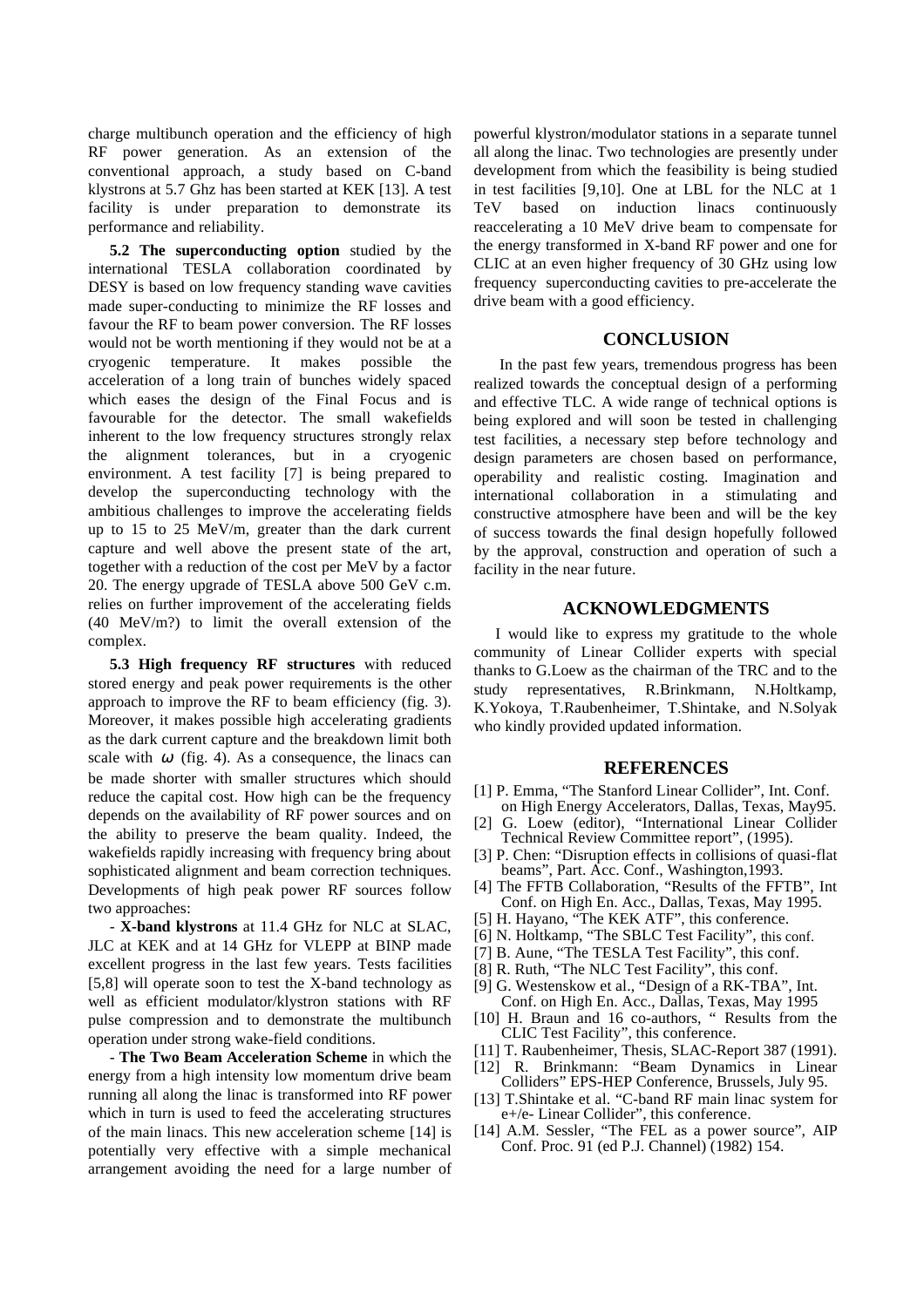charge multibunch operation and the efficiency of high RF power generation. As an extension of the conventional approach, a study based on C-band klystrons at 5.7 Ghz has been started at KEK [13]. A test facility is under preparation to demonstrate its performance and reliability.

**5.2 The superconducting option** studied by the international TESLA collaboration coordinated by DESY is based on low frequency standing wave cavities made super-conducting to minimize the RF losses and favour the RF to beam power conversion. The RF losses would not be worth mentioning if they would not be at a cryogenic temperature. It makes possible the acceleration of a long train of bunches widely spaced which eases the design of the Final Focus and is favourable for the detector. The small wakefields inherent to the low frequency structures strongly relax the alignment tolerances, but in a cryogenic environment. A test facility [7] is being prepared to develop the superconducting technology with the ambitious challenges to improve the accelerating fields up to 15 to 25 MeV/m, greater than the dark current capture and well above the present state of the art, together with a reduction of the cost per MeV by a factor 20. The energy upgrade of TESLA above 500 GeV c.m. relies on further improvement of the accelerating fields (40 MeV/m?) to limit the overall extension of the complex.

**5.3 High frequency RF structures** with reduced stored energy and peak power requirements is the other approach to improve the RF to beam efficiency (fig. 3). Moreover, it makes possible high accelerating gradients as the dark current capture and the breakdown limit both scale with $\omega$ (fig. 4). As a consequence, the linacs can be made shorter with smaller structures which should reduce the capital cost. How high can be the frequency depends on the availability of RF power sources and on the ability to preserve the beam quality. Indeed, the wakefields rapidly increasing with frequency bring about sophisticated alignment and beam correction techniques. Developments of high peak power RF sources follow two approaches:

- **X-band klystrons** at 11.4 GHz for NLC at SLAC, JLC at KEK and at 14 GHz for VLEPP at BINP made excellent progress in the last few years. Tests facilities [5,8] will operate soon to test the X-band technology as well as efficient modulator/klystron stations with RF pulse compression and to demonstrate the multibunch operation under strong wake-field conditions.

- **The Two Beam Acceleration Scheme** in which the energy from a high intensity low momentum drive beam running all along the linac is transformed into RF power which in turn is used to feed the accelerating structures of the main linacs. This new acceleration scheme [14] is potentially very effective with a simple mechanical arrangement avoiding the need for a large number of powerful klystron/modulator stations in a separate tunnel all along the linac. Two technologies are presently under development from which the feasibility is being studied in test facilities [9,10]. One at LBL for the NLC at 1 TeV based on induction linacs continuously reaccelerating a 10 MeV drive beam to compensate for the energy transformed in X-band RF power and one for CLIC at an even higher frequency of 30 GHz using low frequency superconducting cavities to pre-accelerate the drive beam with a good efficiency.

## CONCLUSION

In the past few years, tremendous progress has been realized towards the conceptual design of a performing and effective TLC. A wide range of technical options is being explored and will soon be tested in challenging test facilities, a necessary step before technology and design parameters are chosen based on performance, operability and realistic costing. Imagination and international collaboration in a stimulating and constructive atmosphere have been and will be the key of success towards the final design hopefully followed by the approval, construction and operation of such a facility in the near future.

## ACKNOWLEDGMENTS

I would like to express my gratitude to the whole community of Linear Collider experts with special thanks to G.Loew as the chairman of the TRC and to the study representatives, R.Brinkmann, N.Holtkamp, K.Yokoya, T.Raubenheimer, T.Shintake, and N.Solyak who kindly provided updated information.

## REFERENCES

[1] P. Emma, "The Stanford Linear Collider", Int. Conf. on High Energy Accelerators, Dallas, Texas, May95.
[2] G. Loew (editor), "International Linear Collider Technical Review Committee report", (1995).
[3] P. Chen: "Disruption effects in collisions of quasi-flat beams", Part. Acc. Conf., Washington,1993.
[4] The FFTB Collaboration, "Results of the FFTB", Int Conf. on High En. Acc., Dallas, Texas, May 1995.
[5] H. Hayano, "The KEK ATF", this conference.
[6] N. Holtkamp, "The SBLC Test Facility", this conf.
[7] B. Aune, "The TESLA Test Facility", this conf.
[8] R. Ruth, "The NLC Test Facility", this conf.
[9] G. Westenskow et al., "Design of a RK-TBA", Int. Conf. on High En. Acc., Dallas, Texas, May 1995
[10] H. Braun and 16 co-authors, " Results from the CLIC Test Facility", this conference.
[11] T. Raubenheimer, Thesis, SLAC-Report 387 (1991).
[12] R. Brinkmann: "Beam Dynamics in Linear Colliders" EPS-HEP Conference, Brussels, July 95.
[13] T.Shintake et al. "C-band RF main linac system for e+/e- Linear Collider", this conference.
[14] A.M. Sessler, "The FEL as a power source", AIP Conf. Proc. 91 (ed P.J. Channel) (1982) 154.